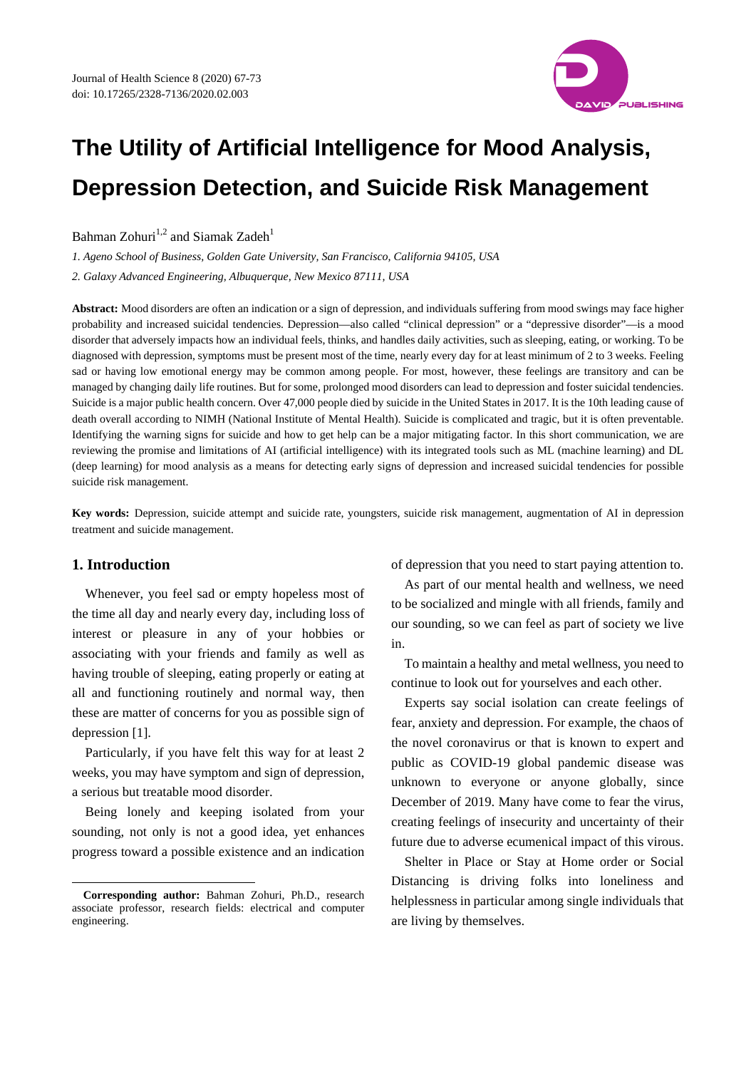# The Utility of Artificial Intelligence for Mood Analysis, Depression Detection, and Suicide Risk Management

Bahman Zohuri[1,2] and Siamak Zadeh[1]

*1. Ageno School of Business, Golden Gate University, San Francisco, California 94105, USA*

*2. Galaxy Advanced Engineering, Albuquerque, New Mexico 87111, USA*

**Abstract:** Mood disorders are often an indication or a sign of depression, and individuals suffering from mood swings may face higher probability and increased suicidal tendencies. Depression—also called "clinical depression" or a "depressive disorder"—is a mood disorder that adversely impacts how an individual feels, thinks, and handles daily activities, such as sleeping, eating, or working. To be diagnosed with depression, symptoms must be present most of the time, nearly every day for at least minimum of 2 to 3 weeks. Feeling sad or having low emotional energy may be common among people. For most, however, these feelings are transitory and can be managed by changing daily life routines. But for some, prolonged mood disorders can lead to depression and foster suicidal tendencies. Suicide is a major public health concern. Over 47,000 people died by suicide in the United States in 2017. It is the 10th leading cause of death overall according to NIMH (National Institute of Mental Health). Suicide is complicated and tragic, but it is often preventable. Identifying the warning signs for suicide and how to get help can be a major mitigating factor. In this short communication, we are reviewing the promise and limitations of AI (artificial intelligence) with its integrated tools such as ML (machine learning) and DL (deep learning) for mood analysis as a means for detecting early signs of depression and increased suicidal tendencies for possible suicide risk management.

**Key words:** Depression, suicide attempt and suicide rate, youngsters, suicide risk management, augmentation of AI in depression treatment and suicide management.

## 1. Introduction

Whenever, you feel sad or empty hopeless most of the time all day and nearly every day, including loss of interest or pleasure in any of your hobbies or associating with your friends and family as well as having trouble of sleeping, eating properly or eating at all and functioning routinely and normal way, then these are matter of concerns for you as possible sign of depression [1].

Particularly, if you have felt this way for at least 2 weeks, you may have symptom and sign of depression, a serious but treatable mood disorder.

Being lonely and keeping isolated from your sounding, not only is not a good idea, yet enhances progress toward a possible existence and an indication of depression that you need to start paying attention to.

As part of our mental health and wellness, we need to be socialized and mingle with all friends, family and our sounding, so we can feel as part of society we live in.

To maintain a healthy and metal wellness, you need to continue to look out for yourselves and each other.

Experts say social isolation can create feelings of fear, anxiety and depression. For example, the chaos of the novel coronavirus or that is known to expert and public as COVID-19 global pandemic disease was unknown to everyone or anyone globally, since December of 2019. Many have come to fear the virus, creating feelings of insecurity and uncertainty of their future due to adverse ecumenical impact of this virous.

Shelter in Place or Stay at Home order or Social Distancing is driving folks into loneliness and helplessness in particular among single individuals that are living by themselves.

---

**Corresponding author:** Bahman Zohuri, Ph.D., research associate professor, research fields: electrical and computer engineering.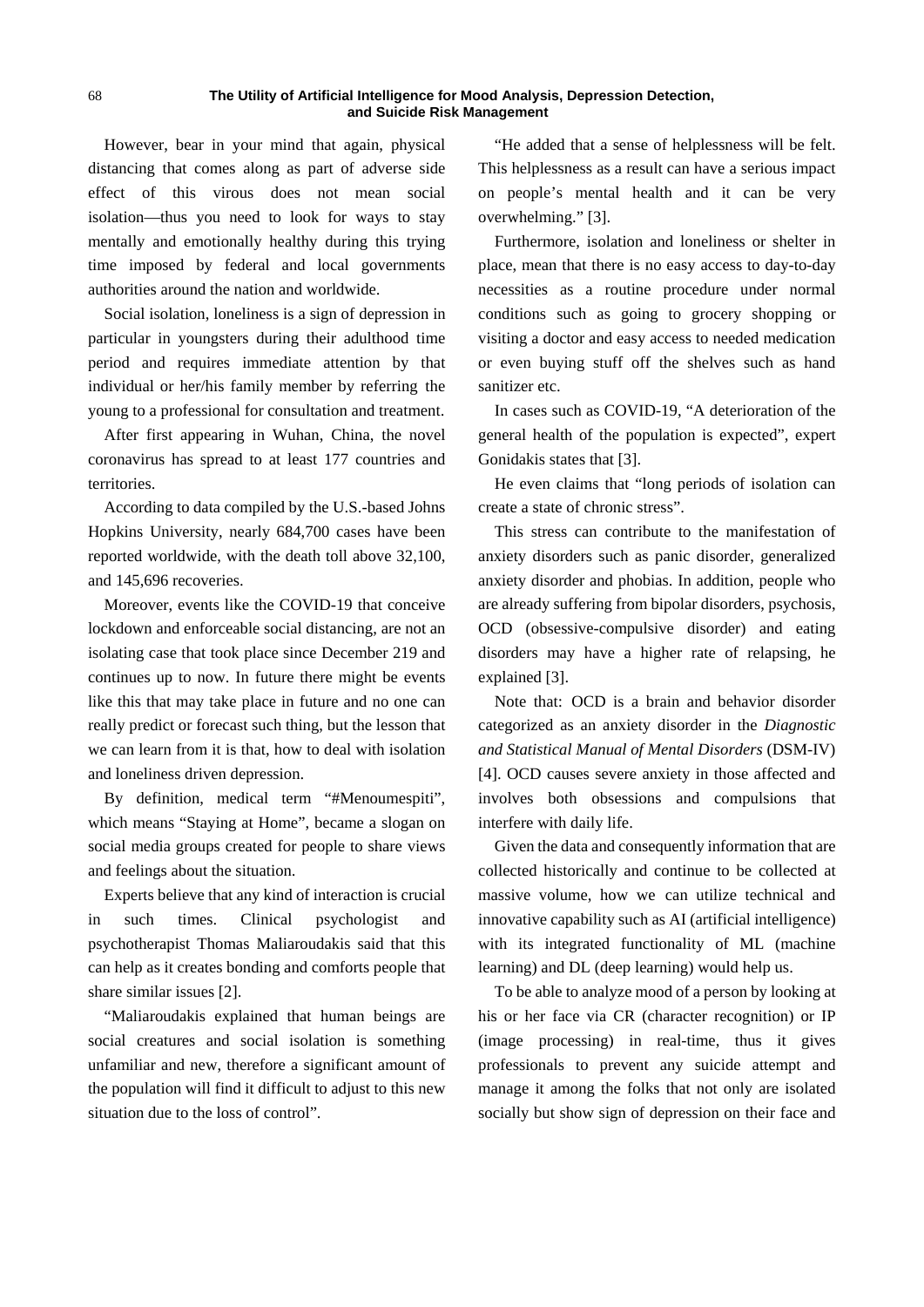However, bear in your mind that again, physical distancing that comes along as part of adverse side effect of this virous does not mean social isolation—thus you need to look for ways to stay mentally and emotionally healthy during this trying time imposed by federal and local governments authorities around the nation and worldwide.

Social isolation, loneliness is a sign of depression in particular in youngsters during their adulthood time period and requires immediate attention by that individual or her/his family member by referring the young to a professional for consultation and treatment.

After first appearing in Wuhan, China, the novel coronavirus has spread to at least 177 countries and territories.

According to data compiled by the U.S.-based Johns Hopkins University, nearly 684,700 cases have been reported worldwide, with the death toll above 32,100, and 145,696 recoveries.

Moreover, events like the COVID-19 that conceive lockdown and enforceable social distancing, are not an isolating case that took place since December 219 and continues up to now. In future there might be events like this that may take place in future and no one can really predict or forecast such thing, but the lesson that we can learn from it is that, how to deal with isolation and loneliness driven depression.

By definition, medical term "#Menoumespiti", which means "Staying at Home", became a slogan on social media groups created for people to share views and feelings about the situation.

Experts believe that any kind of interaction is crucial in such times. Clinical psychologist and psychotherapist Thomas Maliaroudakis said that this can help as it creates bonding and comforts people that share similar issues [2].

"Maliaroudakis explained that human beings are social creatures and social isolation is something unfamiliar and new, therefore a significant amount of the population will find it difficult to adjust to this new situation due to the loss of control".

"He added that a sense of helplessness will be felt. This helplessness as a result can have a serious impact on people's mental health and it can be very overwhelming." [3].

Furthermore, isolation and loneliness or shelter in place, mean that there is no easy access to day-to-day necessities as a routine procedure under normal conditions such as going to grocery shopping or visiting a doctor and easy access to needed medication or even buying stuff off the shelves such as hand sanitizer etc.

In cases such as COVID-19, "A deterioration of the general health of the population is expected", expert Gonidakis states that [3].

He even claims that "long periods of isolation can create a state of chronic stress".

This stress can contribute to the manifestation of anxiety disorders such as panic disorder, generalized anxiety disorder and phobias. In addition, people who are already suffering from bipolar disorders, psychosis, OCD (obsessive-compulsive disorder) and eating disorders may have a higher rate of relapsing, he explained [3].

Note that: OCD is a brain and behavior disorder categorized as an anxiety disorder in the *Diagnostic and Statistical Manual of Mental Disorders* (DSM-IV) [4]. OCD causes severe anxiety in those affected and involves both obsessions and compulsions that interfere with daily life.

Given the data and consequently information that are collected historically and continue to be collected at massive volume, how we can utilize technical and innovative capability such as AI (artificial intelligence) with its integrated functionality of ML (machine learning) and DL (deep learning) would help us.

To be able to analyze mood of a person by looking at his or her face via CR (character recognition) or IP (image processing) in real-time, thus it gives professionals to prevent any suicide attempt and manage it among the folks that not only are isolated socially but show sign of depression on their face and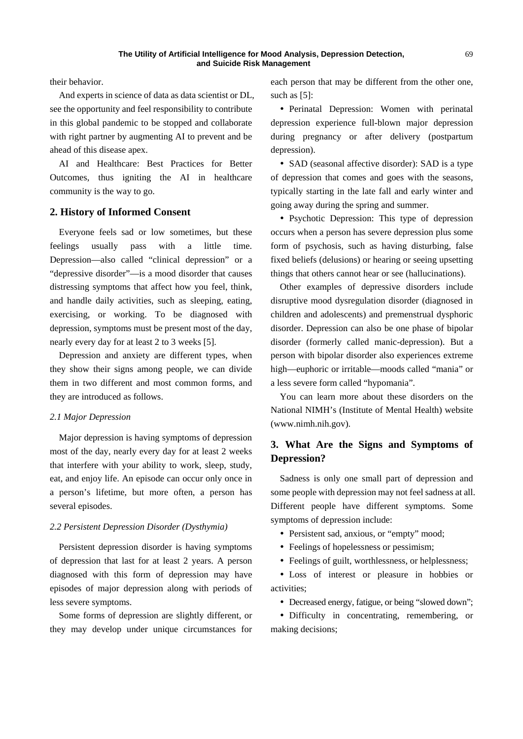their behavior.

And experts in science of data as data scientist or DL, see the opportunity and feel responsibility to contribute in this global pandemic to be stopped and collaborate with right partner by augmenting AI to prevent and be ahead of this disease apex.

AI and Healthcare: Best Practices for Better Outcomes, thus igniting the AI in healthcare community is the way to go.

## 2. History of Informed Consent

Everyone feels sad or low sometimes, but these feelings usually pass with a little time. Depression—also called "clinical depression" or a "depressive disorder"—is a mood disorder that causes distressing symptoms that affect how you feel, think, and handle daily activities, such as sleeping, eating, exercising, or working. To be diagnosed with depression, symptoms must be present most of the day, nearly every day for at least 2 to 3 weeks [5].

Depression and anxiety are different types, when they show their signs among people, we can divide them in two different and most common forms, and they are introduced as follows.

### *2.1 Major Depression*

Major depression is having symptoms of depression most of the day, nearly every day for at least 2 weeks that interfere with your ability to work, sleep, study, eat, and enjoy life. An episode can occur only once in a person's lifetime, but more often, a person has several episodes.

### *2.2 Persistent Depression Disorder (Dysthymia)*

Persistent depression disorder is having symptoms of depression that last for at least 2 years. A person diagnosed with this form of depression may have episodes of major depression along with periods of less severe symptoms.

Some forms of depression are slightly different, or they may develop under unique circumstances for each person that may be different from the other one, such as [5]:

- Perinatal Depression: Women with perinatal depression experience full-blown major depression during pregnancy or after delivery (postpartum depression).
- SAD (seasonal affective disorder): SAD is a type of depression that comes and goes with the seasons, typically starting in the late fall and early winter and going away during the spring and summer.
- Psychotic Depression: This type of depression occurs when a person has severe depression plus some form of psychosis, such as having disturbing, false fixed beliefs (delusions) or hearing or seeing upsetting things that others cannot hear or see (hallucinations).

Other examples of depressive disorders include disruptive mood dysregulation disorder (diagnosed in children and adolescents) and premenstrual dysphoric disorder. Depression can also be one phase of bipolar disorder (formerly called manic-depression). But a person with bipolar disorder also experiences extreme high—euphoric or irritable—moods called "mania" or a less severe form called "hypomania".

You can learn more about these disorders on the National NIMH's (Institute of Mental Health) website (www.nimh.nih.gov).

## 3. What Are the Signs and Symptoms of Depression?

Sadness is only one small part of depression and some people with depression may not feel sadness at all. Different people have different symptoms. Some symptoms of depression include:

- Persistent sad, anxious, or "empty" mood;
- Feelings of hopelessness or pessimism;
- Feelings of guilt, worthlessness, or helplessness;
- Loss of interest or pleasure in hobbies or activities;
- Decreased energy, fatigue, or being "slowed down";
- Difficulty in concentrating, remembering, or making decisions;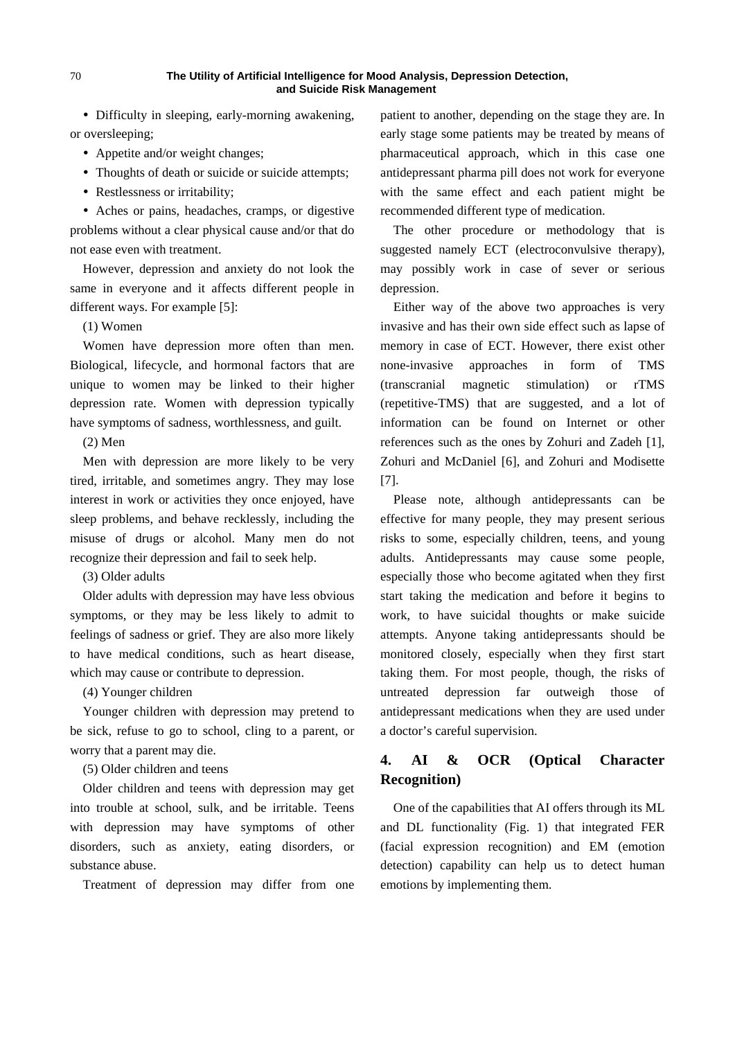- Difficulty in sleeping, early-morning awakening, or oversleeping;
- Appetite and/or weight changes;
- Thoughts of death or suicide or suicide attempts;
- Restlessness or irritability;
- Aches or pains, headaches, cramps, or digestive problems without a clear physical cause and/or that do not ease even with treatment.

However, depression and anxiety do not look the same in everyone and it affects different people in different ways. For example [5]:

(1) Women

Women have depression more often than men. Biological, lifecycle, and hormonal factors that are unique to women may be linked to their higher depression rate. Women with depression typically have symptoms of sadness, worthlessness, and guilt.

(2) Men

Men with depression are more likely to be very tired, irritable, and sometimes angry. They may lose interest in work or activities they once enjoyed, have sleep problems, and behave recklessly, including the misuse of drugs or alcohol. Many men do not recognize their depression and fail to seek help.

(3) Older adults

Older adults with depression may have less obvious symptoms, or they may be less likely to admit to feelings of sadness or grief. They are also more likely to have medical conditions, such as heart disease, which may cause or contribute to depression.

(4) Younger children

Younger children with depression may pretend to be sick, refuse to go to school, cling to a parent, or worry that a parent may die.

(5) Older children and teens

Older children and teens with depression may get into trouble at school, sulk, and be irritable. Teens with depression may have symptoms of other disorders, such as anxiety, eating disorders, or substance abuse.

Treatment of depression may differ from one patient to another, depending on the stage they are. In early stage some patients may be treated by means of pharmaceutical approach, which in this case one antidepressant pharma pill does not work for everyone with the same effect and each patient might be recommended different type of medication.

The other procedure or methodology that is suggested namely ECT (electroconvulsive therapy), may possibly work in case of sever or serious depression.

Either way of the above two approaches is very invasive and has their own side effect such as lapse of memory in case of ECT. However, there exist other none-invasive approaches in form of TMS (transcranial magnetic stimulation) or rTMS (repetitive-TMS) that are suggested, and a lot of information can be found on Internet or other references such as the ones by Zohuri and Zadeh [1], Zohuri and McDaniel [6], and Zohuri and Modisette [7].

Please note, although antidepressants can be effective for many people, they may present serious risks to some, especially children, teens, and young adults. Antidepressants may cause some people, especially those who become agitated when they first start taking the medication and before it begins to work, to have suicidal thoughts or make suicide attempts. Anyone taking antidepressants should be monitored closely, especially when they first start taking them. For most people, though, the risks of untreated depression far outweigh those of antidepressant medications when they are used under a doctor's careful supervision.

## 4. AI & OCR (Optical Character Recognition)

One of the capabilities that AI offers through its ML and DL functionality (Fig. 1) that integrated FER (facial expression recognition) and EM (emotion detection) capability can help us to detect human emotions by implementing them.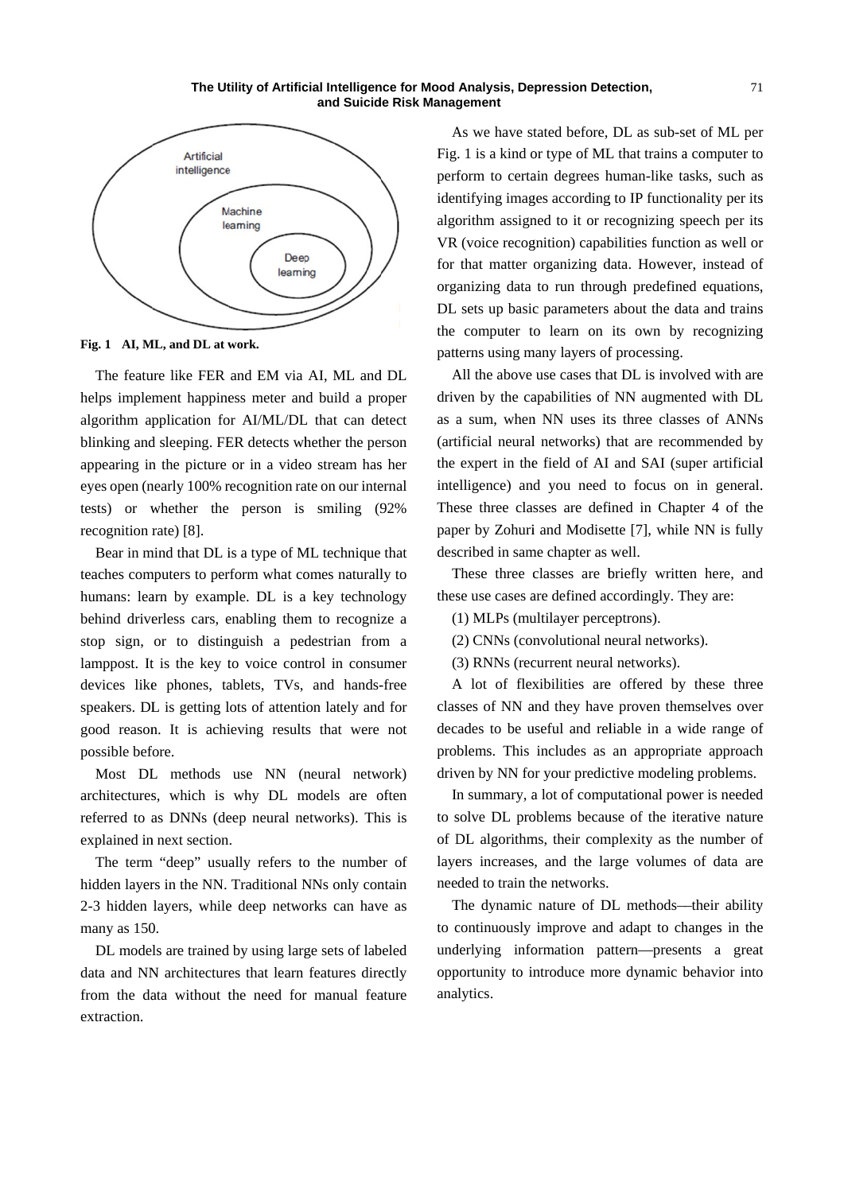Fig. 1 AI, ML, and DL at work.

The feature like FER and EM via AI, ML and DL helps implement happiness meter and build a proper algorithm application for AI/ML/DL that can detect blinking and sleeping. FER detects whether the person appearing in the picture or in a video stream has her eyes open (nearly 100% recognition rate on our internal tests) or whether the person is smiling (92% recognition rate) [8].

Bear in mind that DL is a type of ML technique that teaches computers to perform what comes naturally to humans: learn by example. DL is a key technology behind driverless cars, enabling them to recognize a stop sign, or to distinguish a pedestrian from a lamppost. It is the key to voice control in consumer devices like phones, tablets, TVs, and hands-free speakers. DL is getting lots of attention lately and for good reason. It is achieving results that were not possible before.

Most DL methods use NN (neural network) architectures, which is why DL models are often referred to as DNNs (deep neural networks). This is explained in next section.

The term "deep" usually refers to the number of hidden layers in the NN. Traditional NNs only contain 2-3 hidden layers, while deep networks can have as many as 150.

DL models are trained by using large sets of labeled data and NN architectures that learn features directly from the data without the need for manual feature extraction.

As we have stated before, DL as sub-set of ML per Fig. 1 is a kind or type of ML that trains a computer to perform to certain degrees human-like tasks, such as identifying images according to IP functionality per its algorithm assigned to it or recognizing speech per its VR (voice recognition) capabilities function as well or for that matter organizing data. However, instead of organizing data to run through predefined equations, DL sets up basic parameters about the data and trains the computer to learn on its own by recognizing patterns using many layers of processing.

All the above use cases that DL is involved with are driven by the capabilities of NN augmented with DL as a sum, when NN uses its three classes of ANNs (artificial neural networks) that are recommended by the expert in the field of AI and SAI (super artificial intelligence) and you need to focus on in general. These three classes are defined in Chapter 4 of the paper by Zohuri and Modisette [7], while NN is fully described in same chapter as well.

These three classes are briefly written here, and these use cases are defined accordingly. They are:

(1) MLPs (multilayer perceptrons).

(2) CNNs (convolutional neural networks).

(3) RNNs (recurrent neural networks).

A lot of flexibilities are offered by these three classes of NN and they have proven themselves over decades to be useful and reliable in a wide range of problems. This includes as an appropriate approach driven by NN for your predictive modeling problems.

In summary, a lot of computational power is needed to solve DL problems because of the iterative nature of DL algorithms, their complexity as the number of layers increases, and the large volumes of data are needed to train the networks.

The dynamic nature of DL methods—their ability to continuously improve and adapt to changes in the underlying information pattern—presents a great opportunity to introduce more dynamic behavior into analytics.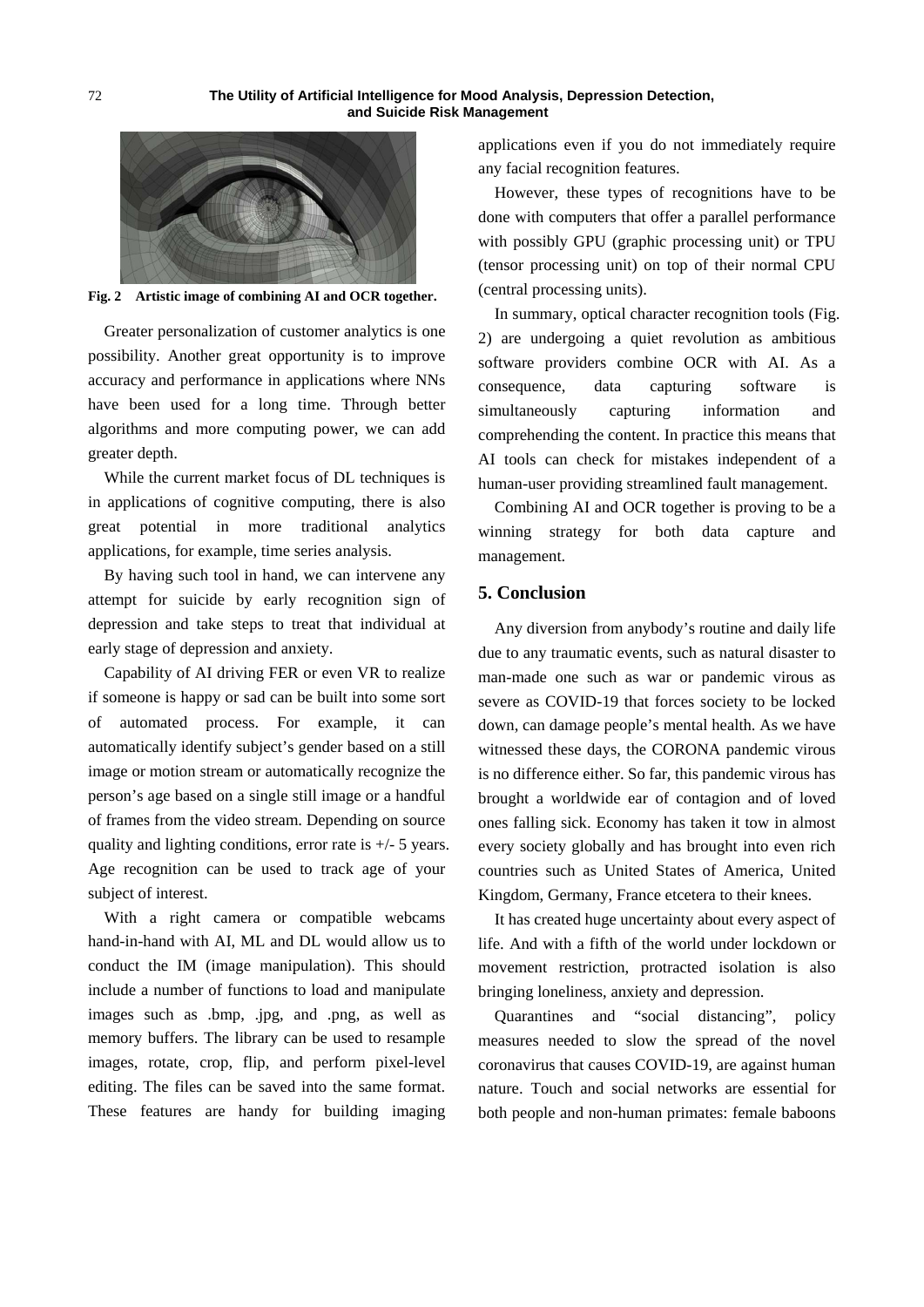Fig. 2 Artistic image of combining AI and OCR together.

Greater personalization of customer analytics is one possibility. Another great opportunity is to improve accuracy and performance in applications where NNs have been used for a long time. Through better algorithms and more computing power, we can add greater depth.

While the current market focus of DL techniques is in applications of cognitive computing, there is also great potential in more traditional analytics applications, for example, time series analysis.

By having such tool in hand, we can intervene any attempt for suicide by early recognition sign of depression and take steps to treat that individual at early stage of depression and anxiety.

Capability of AI driving FER or even VR to realize if someone is happy or sad can be built into some sort of automated process. For example, it can automatically identify subject's gender based on a still image or motion stream or automatically recognize the person's age based on a single still image or a handful of frames from the video stream. Depending on source quality and lighting conditions, error rate is +/- 5 years. Age recognition can be used to track age of your subject of interest.

With a right camera or compatible webcams hand-in-hand with AI, ML and DL would allow us to conduct the IM (image manipulation). This should include a number of functions to load and manipulate images such as .bmp, .jpg, and .png, as well as memory buffers. The library can be used to resample images, rotate, crop, flip, and perform pixel-level editing. The files can be saved into the same format. These features are handy for building imaging applications even if you do not immediately require any facial recognition features.

However, these types of recognitions have to be done with computers that offer a parallel performance with possibly GPU (graphic processing unit) or TPU (tensor processing unit) on top of their normal CPU (central processing units).

In summary, optical character recognition tools (Fig. 2) are undergoing a quiet revolution as ambitious software providers combine OCR with AI. As a consequence, data capturing software is simultaneously capturing information and comprehending the content. In practice this means that AI tools can check for mistakes independent of a human-user providing streamlined fault management.

Combining AI and OCR together is proving to be a winning strategy for both data capture and management.

## 5. Conclusion

Any diversion from anybody's routine and daily life due to any traumatic events, such as natural disaster to man-made one such as war or pandemic virous as severe as COVID-19 that forces society to be locked down, can damage people's mental health. As we have witnessed these days, the CORONA pandemic virous is no difference either. So far, this pandemic virous has brought a worldwide ear of contagion and of loved ones falling sick. Economy has taken it tow in almost every society globally and has brought into even rich countries such as United States of America, United Kingdom, Germany, France etcetera to their knees.

It has created huge uncertainty about every aspect of life. And with a fifth of the world under lockdown or movement restriction, protracted isolation is also bringing loneliness, anxiety and depression.

Quarantines and "social distancing", policy measures needed to slow the spread of the novel coronavirus that causes COVID-19, are against human nature. Touch and social networks are essential for both people and non-human primates: female baboons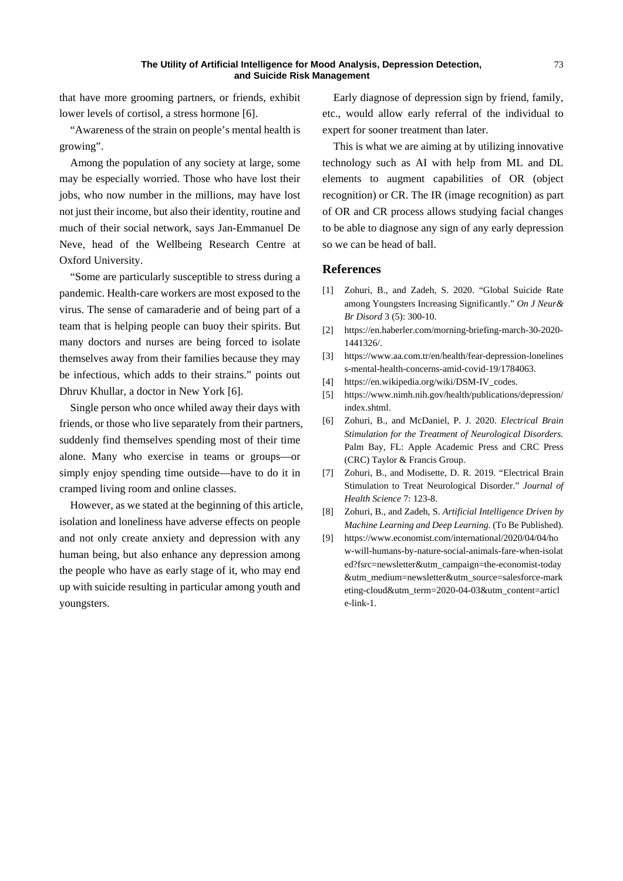that have more grooming partners, or friends, exhibit lower levels of cortisol, a stress hormone [6].

"Awareness of the strain on people's mental health is growing".

Among the population of any society at large, some may be especially worried. Those who have lost their jobs, who now number in the millions, may have lost not just their income, but also their identity, routine and much of their social network, says Jan-Emmanuel De Neve, head of the Wellbeing Research Centre at Oxford University.

"Some are particularly susceptible to stress during a pandemic. Health-care workers are most exposed to the virus. The sense of camaraderie and of being part of a team that is helping people can buoy their spirits. But many doctors and nurses are being forced to isolate themselves away from their families because they may be infectious, which adds to their strains." points out Dhruv Khullar, a doctor in New York [6].

Single person who once whiled away their days with friends, or those who live separately from their partners, suddenly find themselves spending most of their time alone. Many who exercise in teams or groups—or simply enjoy spending time outside—have to do it in cramped living room and online classes.

However, as we stated at the beginning of this article, isolation and loneliness have adverse effects on people and not only create anxiety and depression with any human being, but also enhance any depression among the people who have as early stage of it, who may end up with suicide resulting in particular among youth and youngsters.

Early diagnose of depression sign by friend, family, etc., would allow early referral of the individual to expert for sooner treatment than later.

This is what we are aiming at by utilizing innovative technology such as AI with help from ML and DL elements to augment capabilities of OR (object recognition) or CR. The IR (image recognition) as part of OR and CR process allows studying facial changes to be able to diagnose any sign of any early depression so we can be head of ball.

## References

[1] Zohuri, B., and Zadeh, S. 2020. "Global Suicide Rate among Youngsters Increasing Significantly." *On J Neur& Br Disord* 3 (5): 300-10.

[2] https://en.haberler.com/morning-briefing-march-30-2020-1441326/.

[3] https://www.aa.com.tr/en/health/fear-depression-loneliness-mental-health-concerns-amid-covid-19/1784063.

[4] https://en.wikipedia.org/wiki/DSM-IV_codes.

[5] https://www.nimh.nih.gov/health/publications/depression/index.shtml.

[6] Zohuri, B., and McDaniel, P. J. 2020. *Electrical Brain Stimulation for the Treatment of Neurological Disorders.* Palm Bay, FL: Apple Academic Press and CRC Press (CRC) Taylor & Francis Group.

[7] Zohuri, B., and Modisette, D. R. 2019. "Electrical Brain Stimulation to Treat Neurological Disorder." *Journal of Health Science* 7: 123-8.

[8] Zohuri, B., and Zadeh, S. *Artificial Intelligence Driven by Machine Learning and Deep Learning.* (To Be Published).

[9] https://www.economist.com/international/2020/04/04/how-will-humans-by-nature-social-animals-fare-when-isolated?fsrc=newsletter&utm_campaign=the-economist-today&utm_medium=newsletter&utm_source=salesforce-marketing-cloud&utm_term=2020-04-03&utm_content=article-link-1.